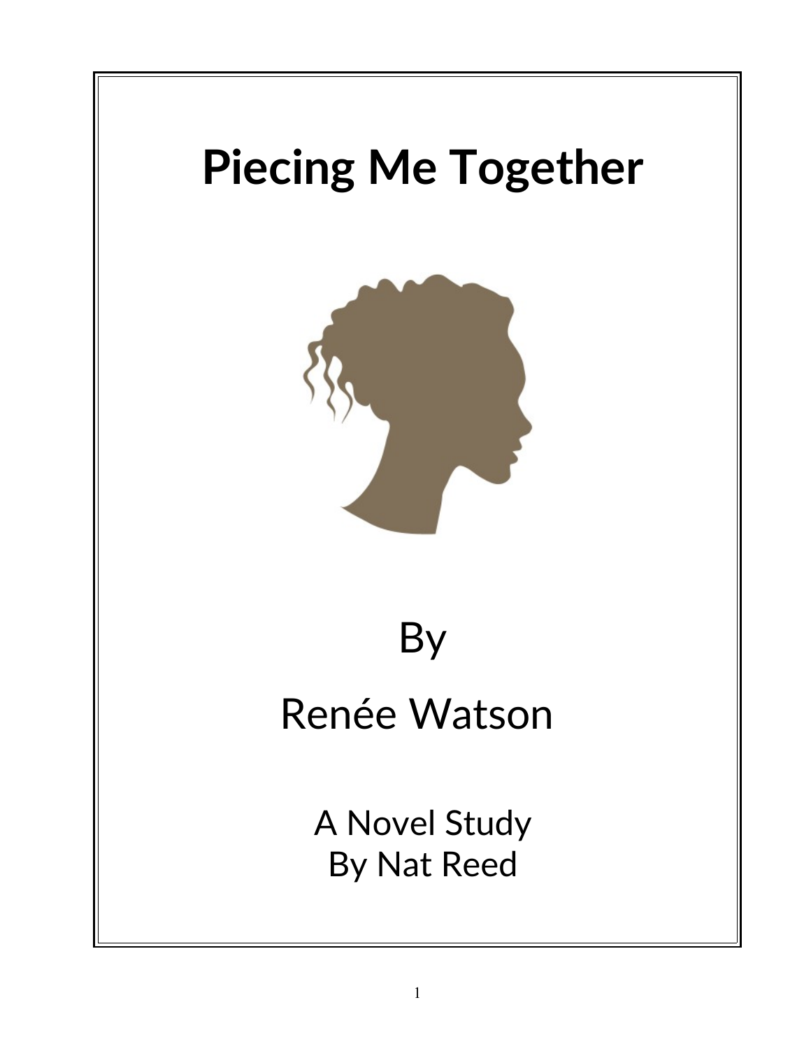# Piecing Me Together

By

Renée Watson

A Novel Study
By Nat Reed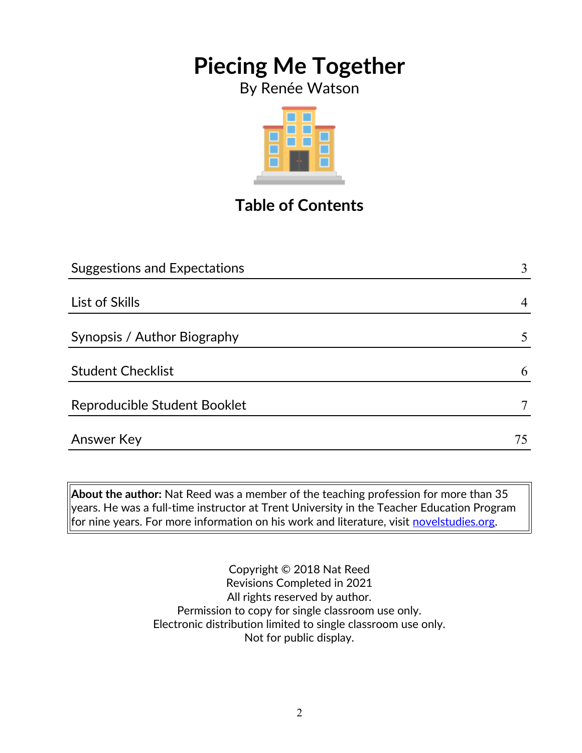# Piecing Me Together

By Renée Watson

## Table of Contents

| | |
|---|---|
| Suggestions and Expectations | 3 |
| List of Skills | 4 |
| Synopsis / Author Biography | 5 |
| Student Checklist | 6 |
| Reproducible Student Booklet | 7 |
| Answer Key | 75 |

**About the author:** Nat Reed was a member of the teaching profession for more than 35 years. He was a full-time instructor at Trent University in the Teacher Education Program for nine years. For more information on his work and literature, visit novelstudies.org.

Copyright © 2018 Nat Reed
Revisions Completed in 2021
All rights reserved by author.
Permission to copy for single classroom use only.
Electronic distribution limited to single classroom use only.
Not for public display.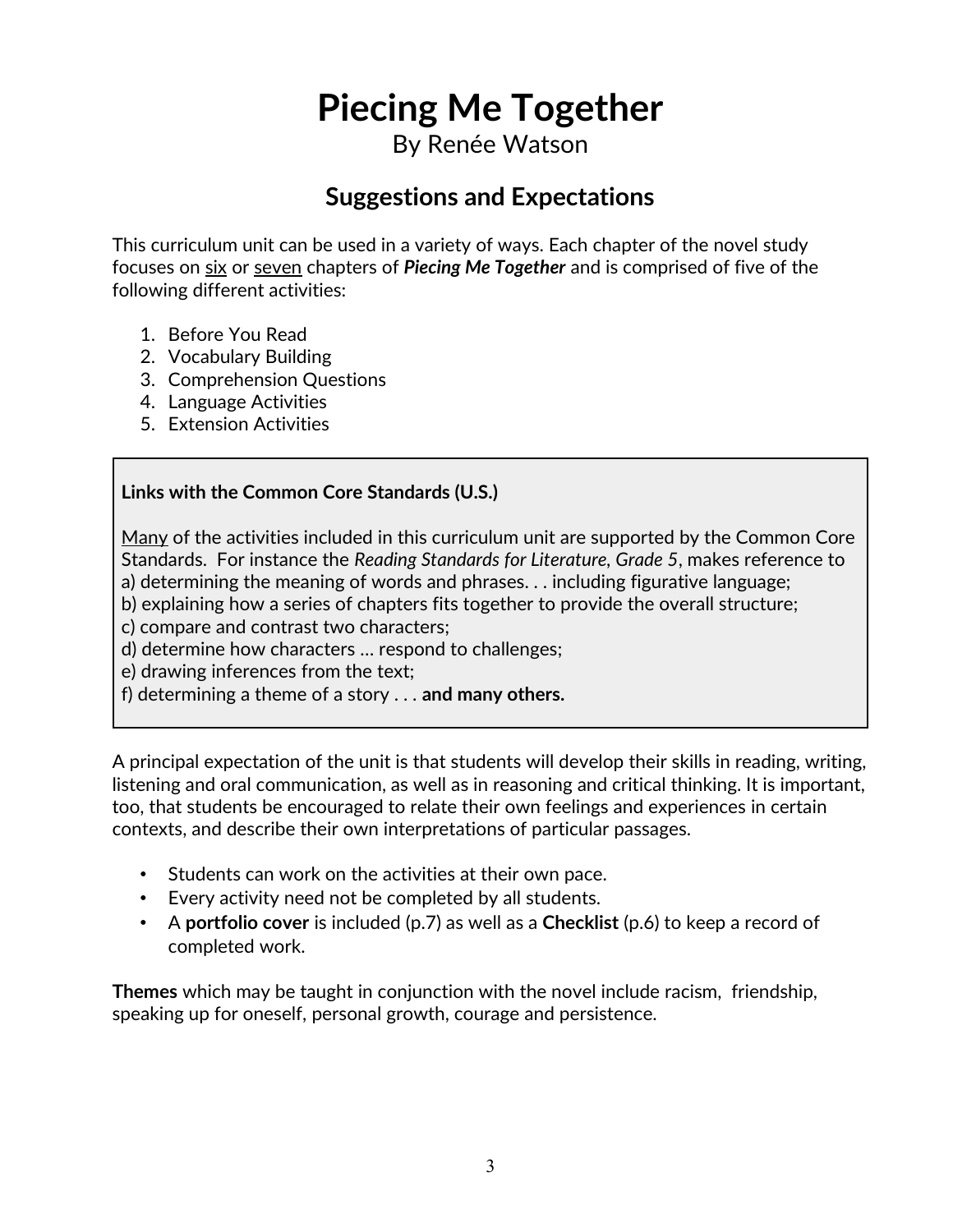# Piecing Me Together

By Renée Watson

## Suggestions and Expectations

This curriculum unit can be used in a variety of ways. Each chapter of the novel study focuses on <u>six</u> or <u>seven</u> chapters of ***Piecing Me Together*** and is comprised of five of the following different activities:

1. Before You Read
2. Vocabulary Building
3. Comprehension Questions
4. Language Activities
5. Extension Activities

**Links with the Common Core Standards (U.S.)**

<u>Many</u> of the activities included in this curriculum unit are supported by the Common Core Standards. For instance the *Reading Standards for Literature, Grade 5*, makes reference to
a) determining the meaning of words and phrases. . . including figurative language;
b) explaining how a series of chapters fits together to provide the overall structure;
c) compare and contrast two characters;
d) determine how characters … respond to challenges;
e) drawing inferences from the text;
f) determining a theme of a story . . . **and many others.**

A principal expectation of the unit is that students will develop their skills in reading, writing, listening and oral communication, as well as in reasoning and critical thinking. It is important, too, that students be encouraged to relate their own feelings and experiences in certain contexts, and describe their own interpretations of particular passages.

- Students can work on the activities at their own pace.
- Every activity need not be completed by all students.
- A **portfolio cover** is included (p.7) as well as a **Checklist** (p.6) to keep a record of completed work.

**Themes** which may be taught in conjunction with the novel include racism, friendship, speaking up for oneself, personal growth, courage and persistence.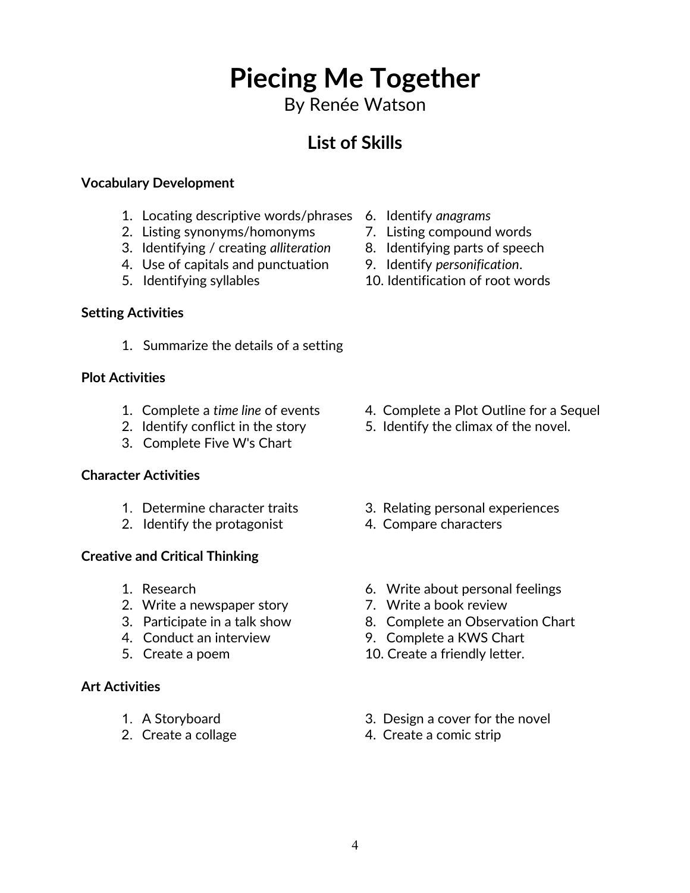# Piecing Me Together

By Renée Watson

## List of Skills

**Vocabulary Development**

1. Locating descriptive words/phrases
2. Listing synonyms/homonyms
3. Identifying / creating *alliteration*
4. Use of capitals and punctuation
5. Identifying syllables
6. Identify *anagrams*
7. Listing compound words
8. Identifying parts of speech
9. Identify *personification*.
10. Identification of root words

**Setting Activities**

1. Summarize the details of a setting

**Plot Activities**

1. Complete a *time line* of events
2. Identify conflict in the story
3. Complete Five W's Chart
4. Complete a Plot Outline for a Sequel
5. Identify the climax of the novel.

**Character Activities**

1. Determine character traits
2. Identify the protagonist
3. Relating personal experiences
4. Compare characters

**Creative and Critical Thinking**

1. Research
2. Write a newspaper story
3. Participate in a talk show
4. Conduct an interview
5. Create a poem
6. Write about personal feelings
7. Write a book review
8. Complete an Observation Chart
9. Complete a KWS Chart
10. Create a friendly letter.

**Art Activities**

1. A Storyboard
2. Create a collage
3. Design a cover for the novel
4. Create a comic strip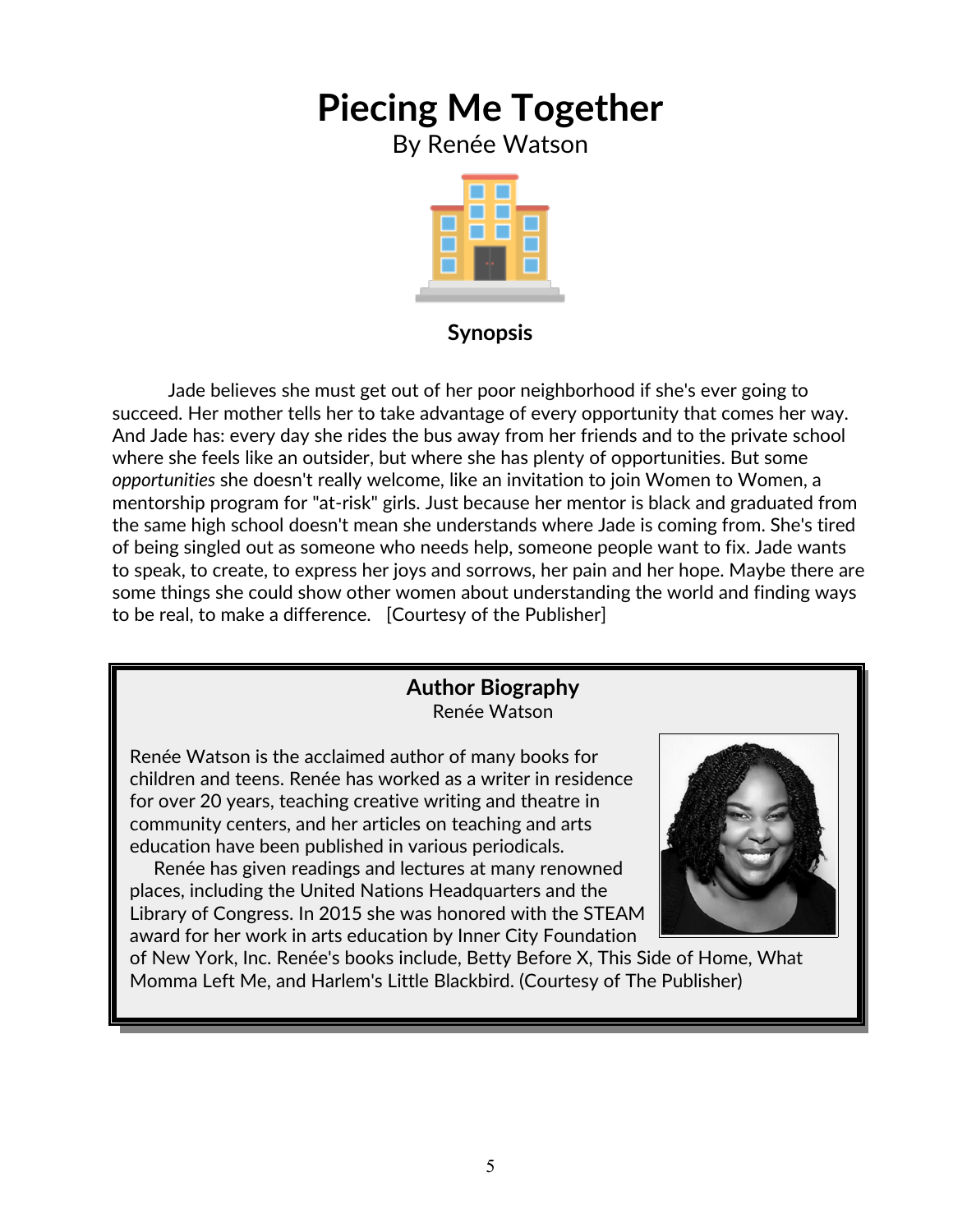# Piecing Me Together

By Renée Watson

## Synopsis

Jade believes she must get out of her poor neighborhood if she's ever going to succeed. Her mother tells her to take advantage of every opportunity that comes her way. And Jade has: every day she rides the bus away from her friends and to the private school where she feels like an outsider, but where she has plenty of opportunities. But some *opportunities* she doesn't really welcome, like an invitation to join Women to Women, a mentorship program for "at-risk" girls. Just because her mentor is black and graduated from the same high school doesn't mean she understands where Jade is coming from. She's tired of being singled out as someone who needs help, someone people want to fix. Jade wants to speak, to create, to express her joys and sorrows, her pain and her hope. Maybe there are some things she could show other women about understanding the world and finding ways to be real, to make a difference. [Courtesy of the Publisher]

## Author Biography

Renée Watson

Renée Watson is the acclaimed author of many books for children and teens. Renée has worked as a writer in residence for over 20 years, teaching creative writing and theatre in community centers, and her articles on teaching and arts education have been published in various periodicals.

Renée has given readings and lectures at many renowned places, including the United Nations Headquarters and the Library of Congress. In 2015 she was honored with the STEAM award for her work in arts education by Inner City Foundation of New York, Inc. Renée's books include, Betty Before X, This Side of Home, What Momma Left Me, and Harlem's Little Blackbird. (Courtesy of The Publisher)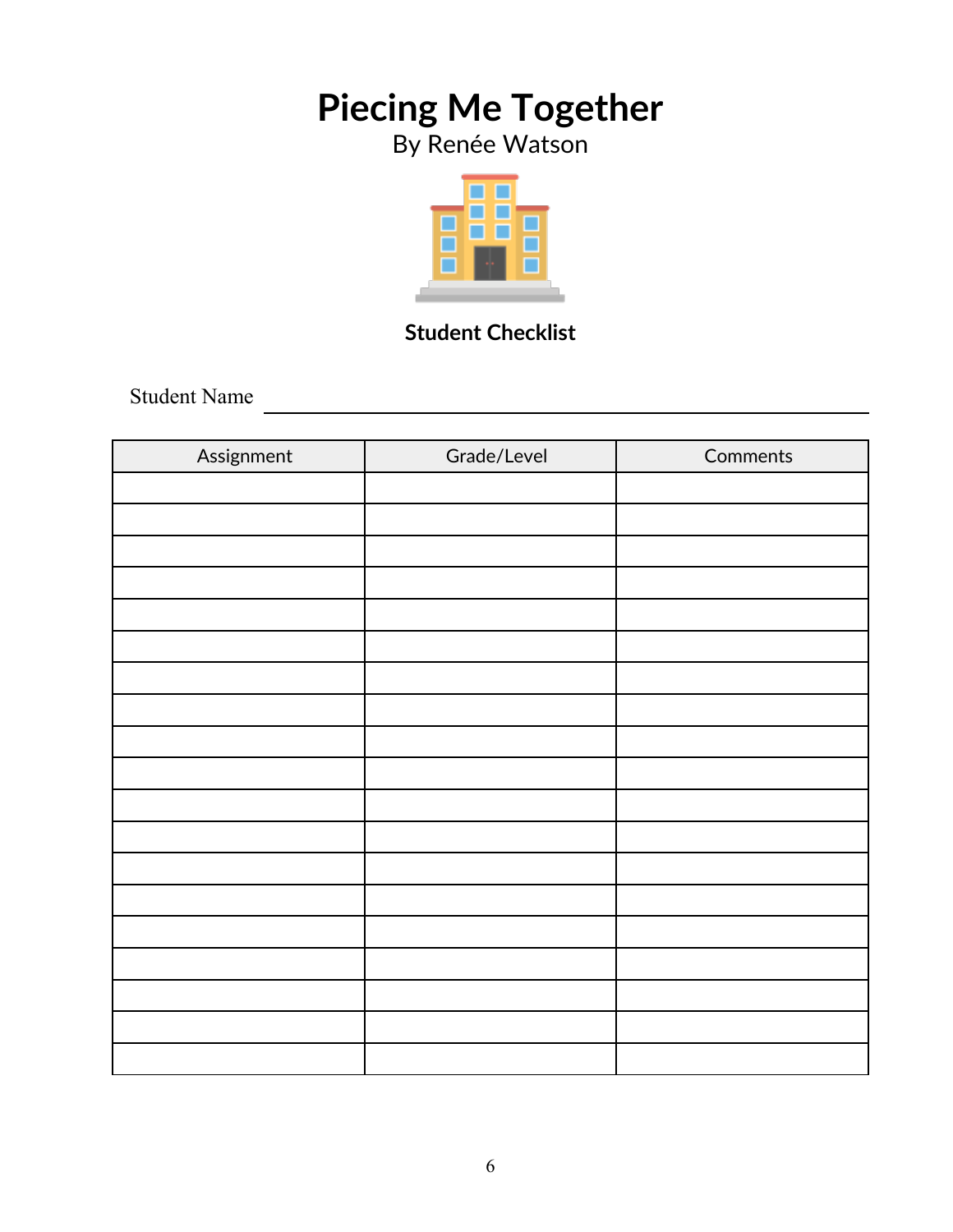# Piecing Me Together

By Renée Watson

**Student Checklist**

Student Name ______________________________________________

| Assignment | Grade/Level | Comments |
| --- | --- | --- |
| | | |
| | | |
| | | |
| | | |
| | | |
| | | |
| | | |
| | | |
| | | |
| | | |
| | | |
| | | |
| | | |
| | | |
| | | |
| | | |
| | | |
| | | |
| | | |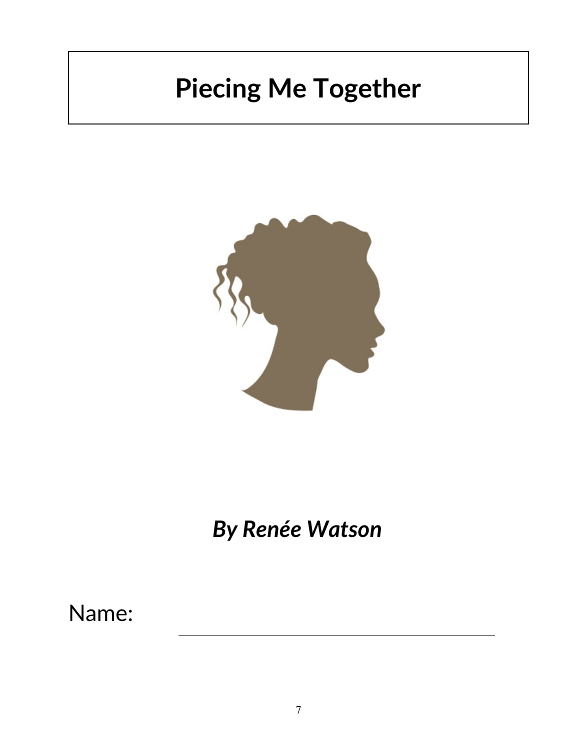# Piecing Me Together

***By Renée Watson***

Name: ______________________________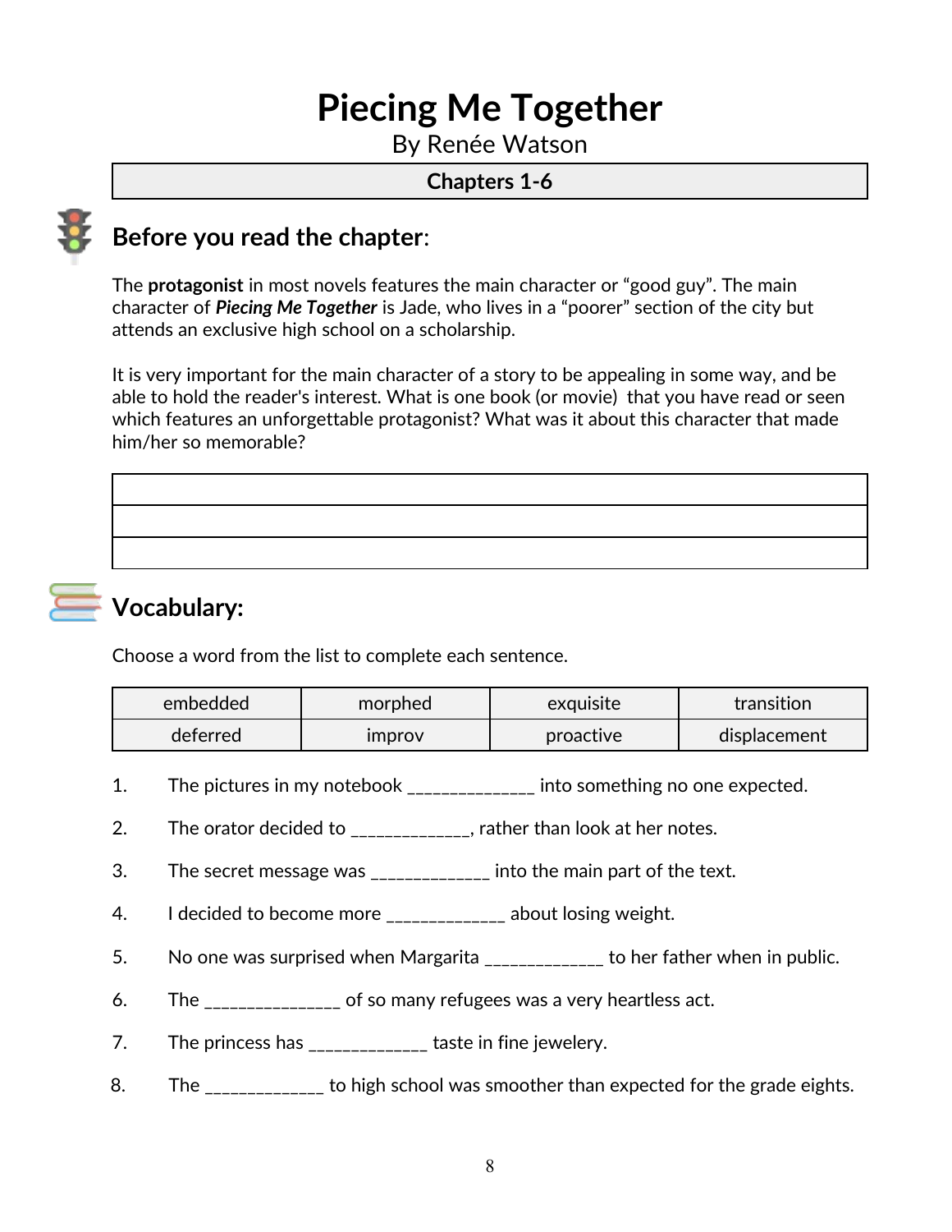# Piecing Me Together

By Renée Watson

**Chapters 1-6**

## Before you read the chapter:

The **protagonist** in most novels features the main character or "good guy". The main character of ***Piecing Me Together*** is Jade, who lives in a "poorer" section of the city but attends an exclusive high school on a scholarship.

It is very important for the main character of a story to be appealing in some way, and be able to hold the reader's interest. What is one book (or movie) that you have read or seen which features an unforgettable protagonist? What was it about this character that made him/her so memorable?

| |
|---|
| |
| |
| |

## Vocabulary:

Choose a word from the list to complete each sentence.

| embedded | morphed | exquisite | transition |
|---|---|---|---|
| deferred | improv | proactive | displacement |

1. The pictures in my notebook ______________ into something no one expected.
2. The orator decided to _____________, rather than look at her notes.
3. The secret message was _____________ into the main part of the text.
4. I decided to become more _____________ about losing weight.
5. No one was surprised when Margarita _____________ to her father when in public.
6. The _______________ of so many refugees was a very heartless act.
7. The princess has _____________ taste in fine jewelery.
8. The _____________ to high school was smoother than expected for the grade eights.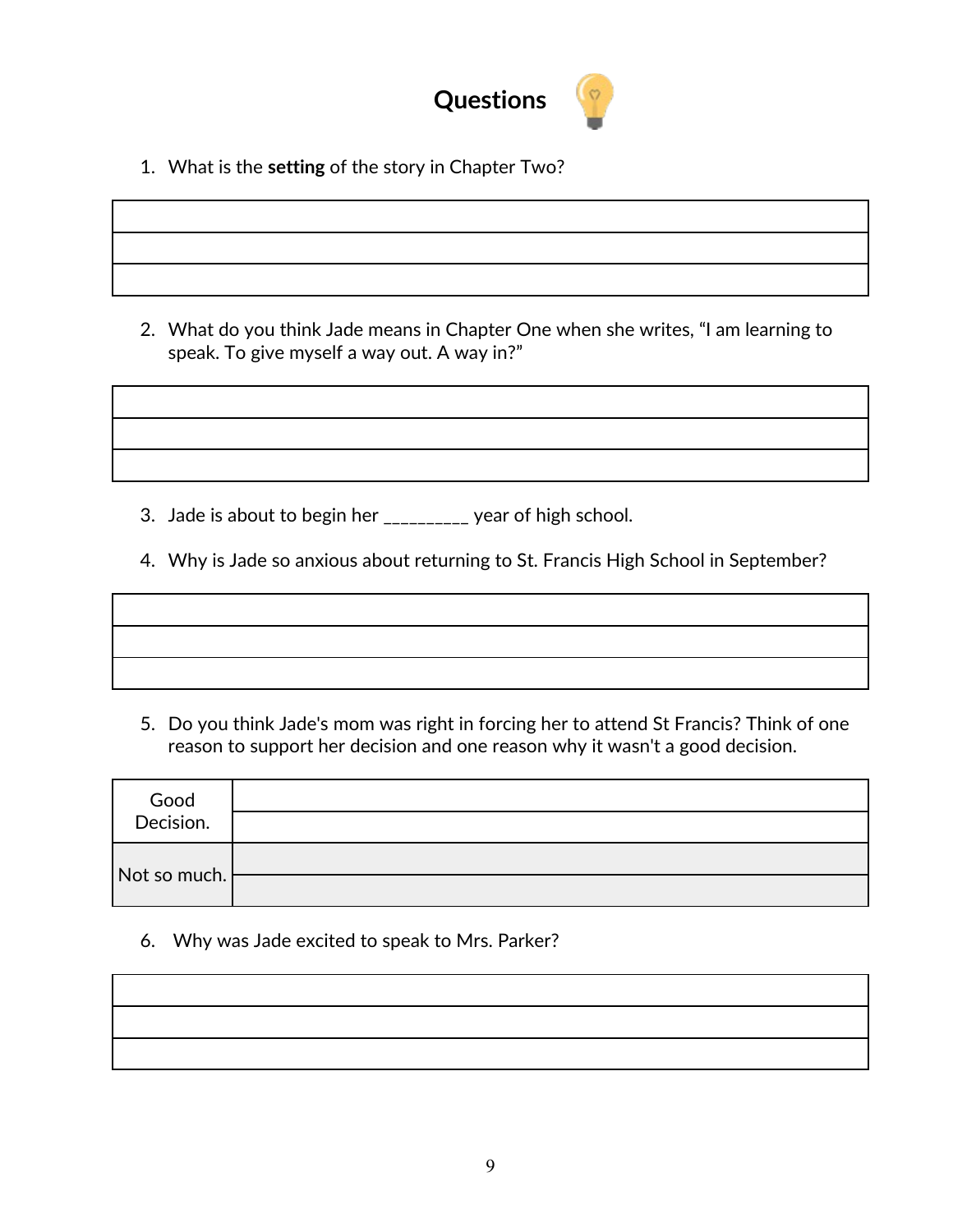# Questions

1. What is the **setting** of the story in Chapter Two?

| |
|---|
| |
| |
| |

2. What do you think Jade means in Chapter One when she writes, "I am learning to speak. To give myself a way out. A way in?"

| |
|---|
| |
| |
| |

3. Jade is about to begin her __________ year of high school.

4. Why is Jade so anxious about returning to St. Francis High School in September?

| |
|---|
| |
| |
| |

5. Do you think Jade's mom was right in forcing her to attend St Francis? Think of one reason to support her decision and one reason why it wasn't a good decision.

| | |
|---|---|
| Good Decision. | |
| | |
| Not so much. | |
| | |

6. Why was Jade excited to speak to Mrs. Parker?

| |
|---|
| |
| |
| |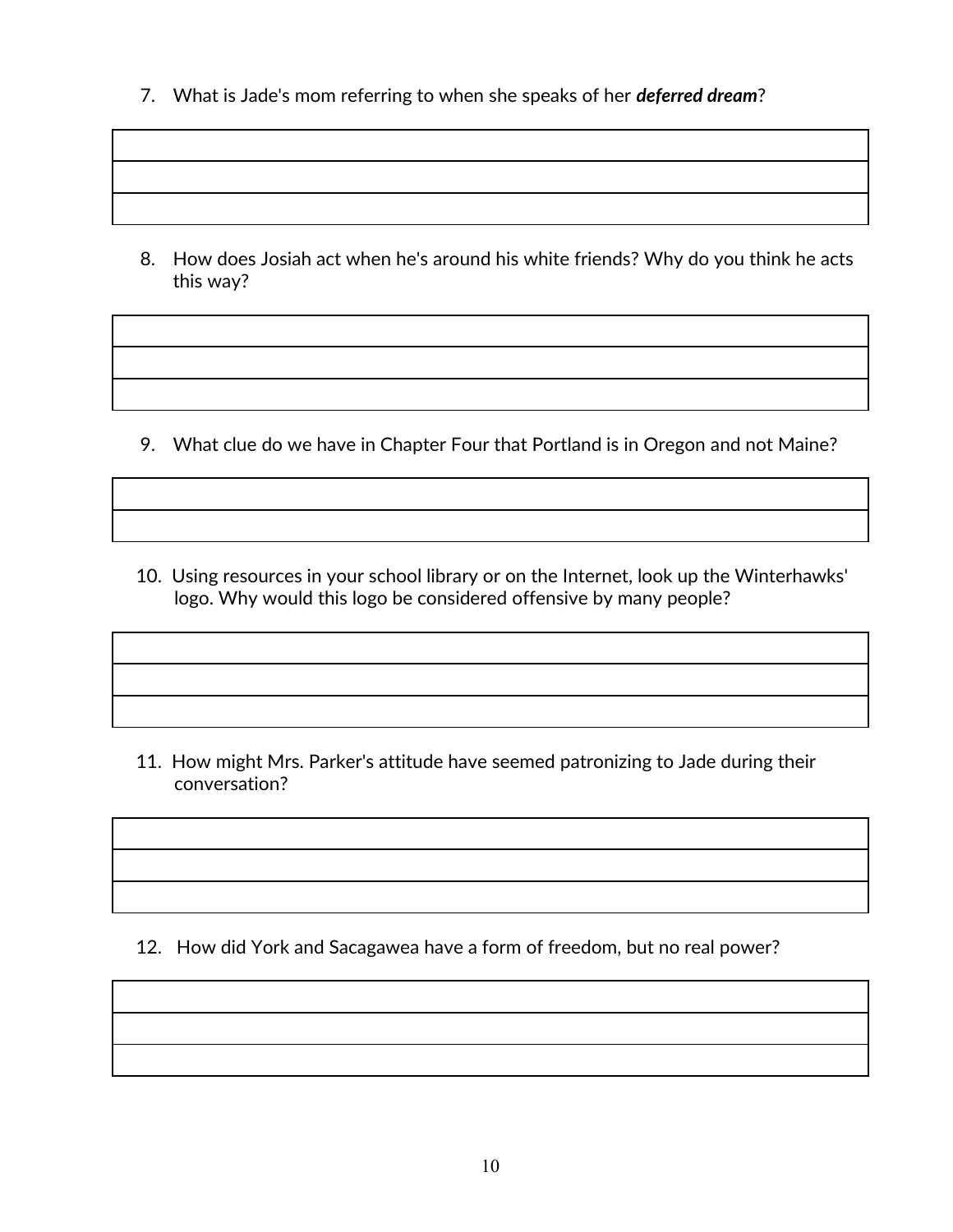7. What is Jade's mom referring to when she speaks of her ***deferred dream***?

8. How does Josiah act when he's around his white friends? Why do you think he acts this way?

9. What clue do we have in Chapter Four that Portland is in Oregon and not Maine?

10. Using resources in your school library or on the Internet, look up the Winterhawks' logo. Why would this logo be considered offensive by many people?

11. How might Mrs. Parker's attitude have seemed patronizing to Jade during their conversation?

12. How did York and Sacagawea have a form of freedom, but no real power?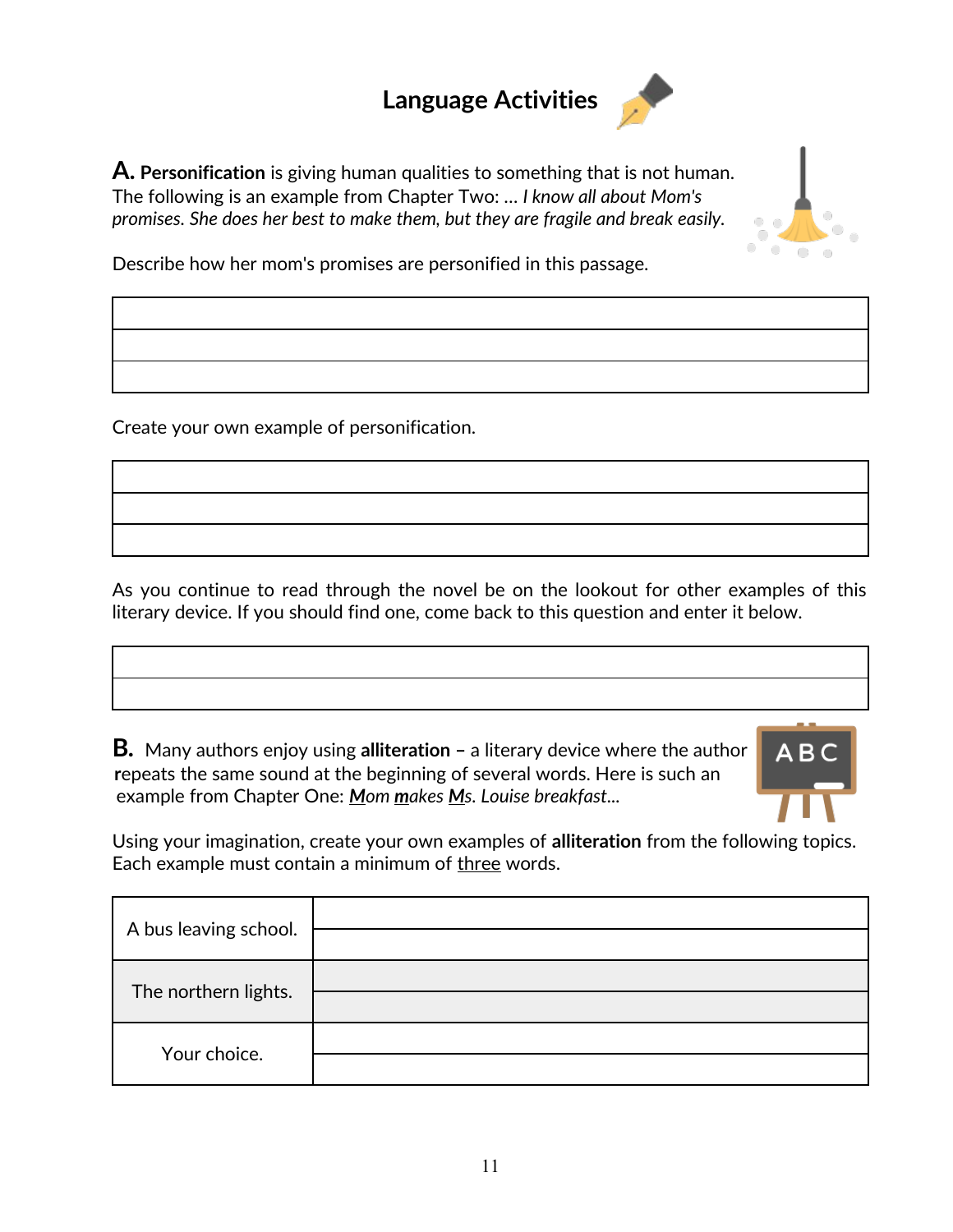# Language Activities

**A. Personification** is giving human qualities to something that is not human. The following is an example from Chapter Two: … *I know all about Mom's promises. She does her best to make them, but they are fragile and break easily.*

Describe how her mom's promises are personified in this passage.

| |
|---|
| |
| |
| |

Create your own example of personification.

| |
|---|
| |
| |
| |

As you continue to read through the novel be on the lookout for other examples of this literary device. If you should find one, come back to this question and enter it below.

| |
|---|
| |
| |

**B.** Many authors enjoy using **alliteration** – a literary device where the author repeats the same sound at the beginning of several words. Here is such an example from Chapter One: *<u>M</u>om <u>m</u>akes <u>M</u>s. Louise breakfast…*

Using your imagination, create your own examples of **alliteration** from the following topics. Each example must contain a minimum of <u>three</u> words.

| | |
|---|---|
| A bus leaving school. | |
| | |
| The northern lights. | |
| | |
| Your choice. | |
| | |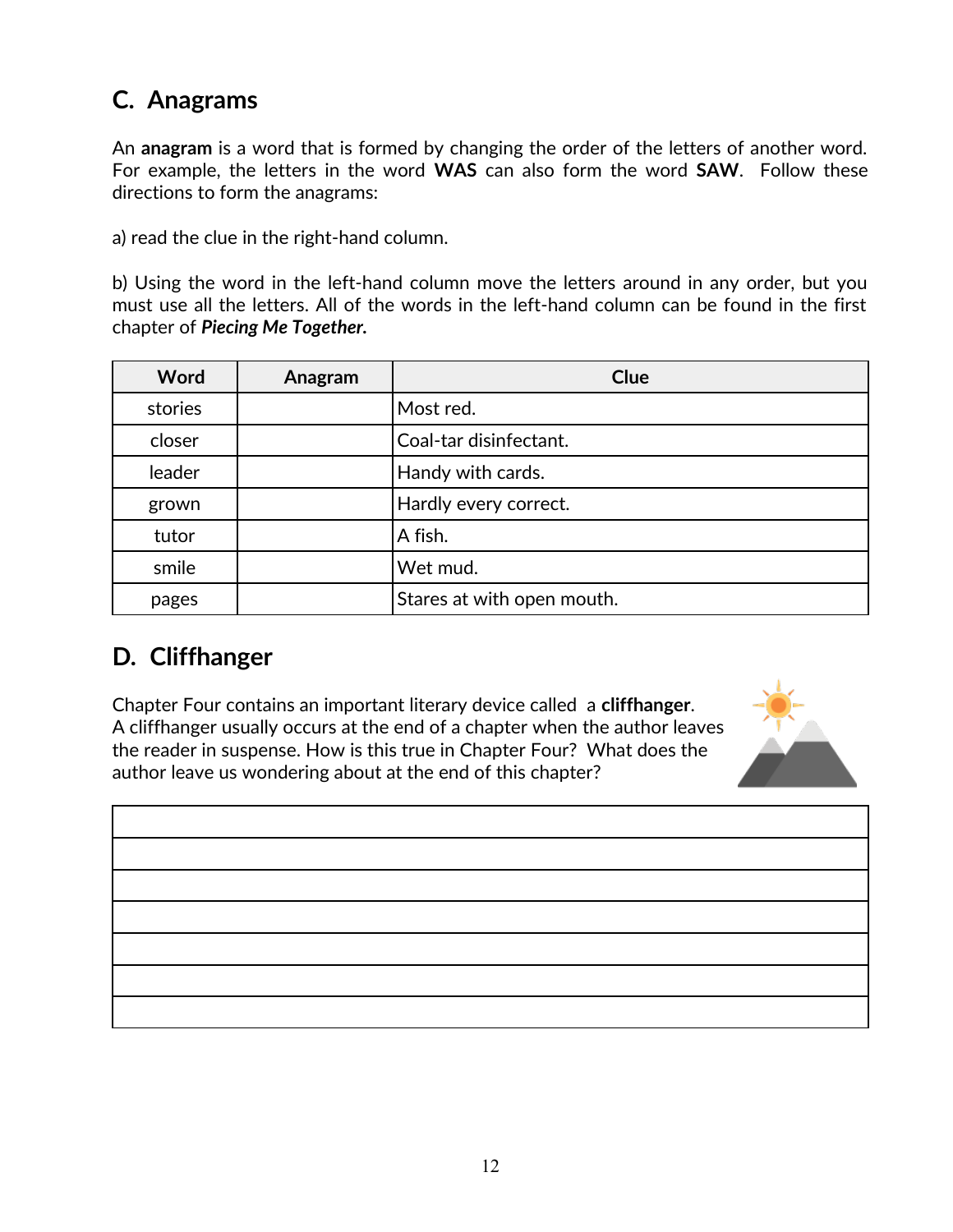## C. Anagrams

An **anagram** is a word that is formed by changing the order of the letters of another word. For example, the letters in the word **WAS** can also form the word **SAW**. Follow these directions to form the anagrams:

a) read the clue in the right-hand column.

b) Using the word in the left-hand column move the letters around in any order, but you must use all the letters. All of the words in the left-hand column can be found in the first chapter of ***Piecing Me Together.***

| Word | Anagram | Clue |
|---|---|---|
| stories | | Most red. |
| closer | | Coal-tar disinfectant. |
| leader | | Handy with cards. |
| grown | | Hardly every correct. |
| tutor | | A fish. |
| smile | | Wet mud. |
| pages | | Stares at with open mouth. |

## D. Cliffhanger

Chapter Four contains an important literary device called a **cliffhanger**. A cliffhanger usually occurs at the end of a chapter when the author leaves the reader in suspense. How is this true in Chapter Four? What does the author leave us wondering about at the end of this chapter?

| |
|---|
| |
| |
| |
| |
| |
| |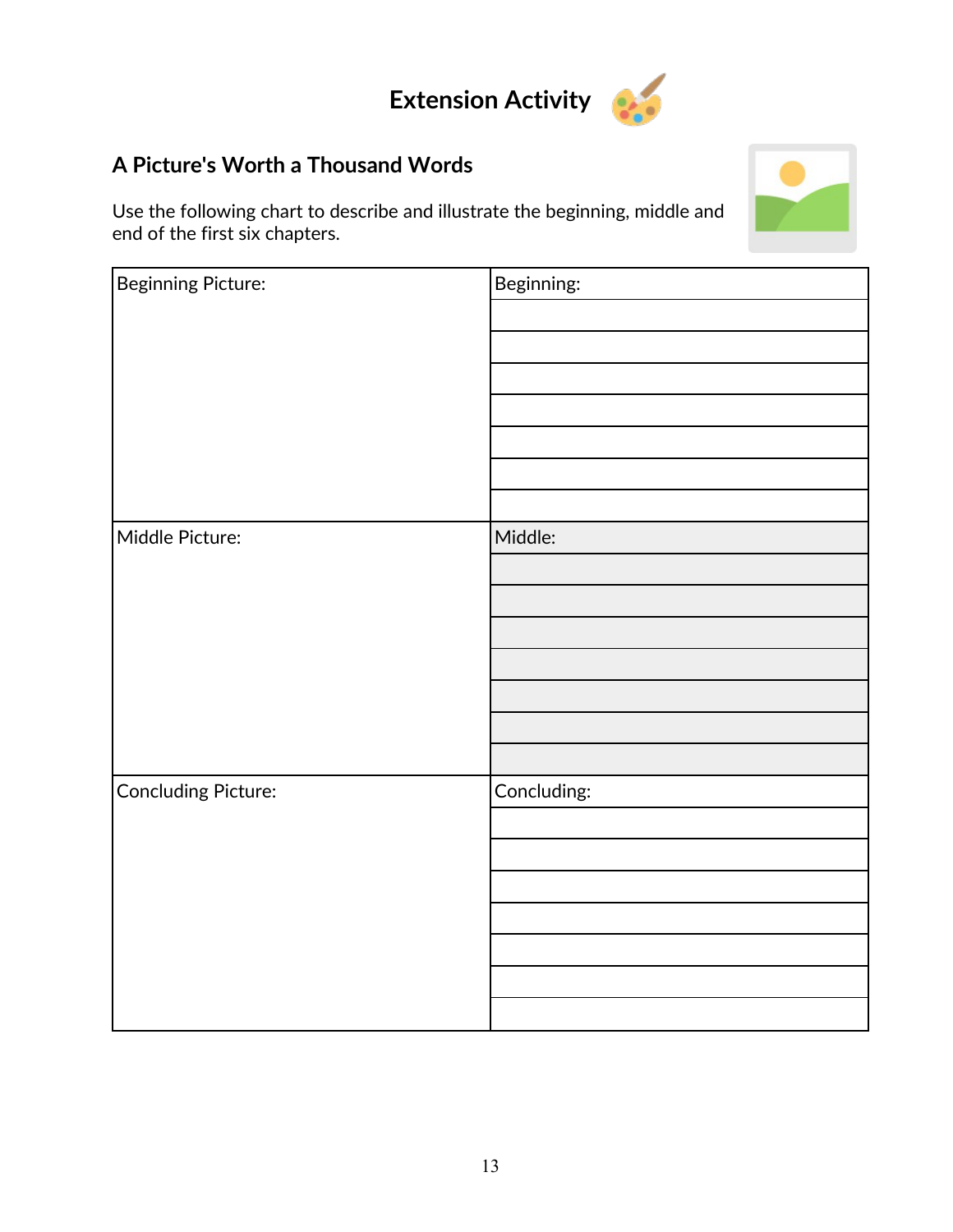# Extension Activity

## A Picture's Worth a Thousand Words

Use the following chart to describe and illustrate the beginning, middle and end of the first six chapters.

| | |
|---|---|
| Beginning Picture: | Beginning: |
| Middle Picture: | Middle: |
| Concluding Picture: | Concluding: |